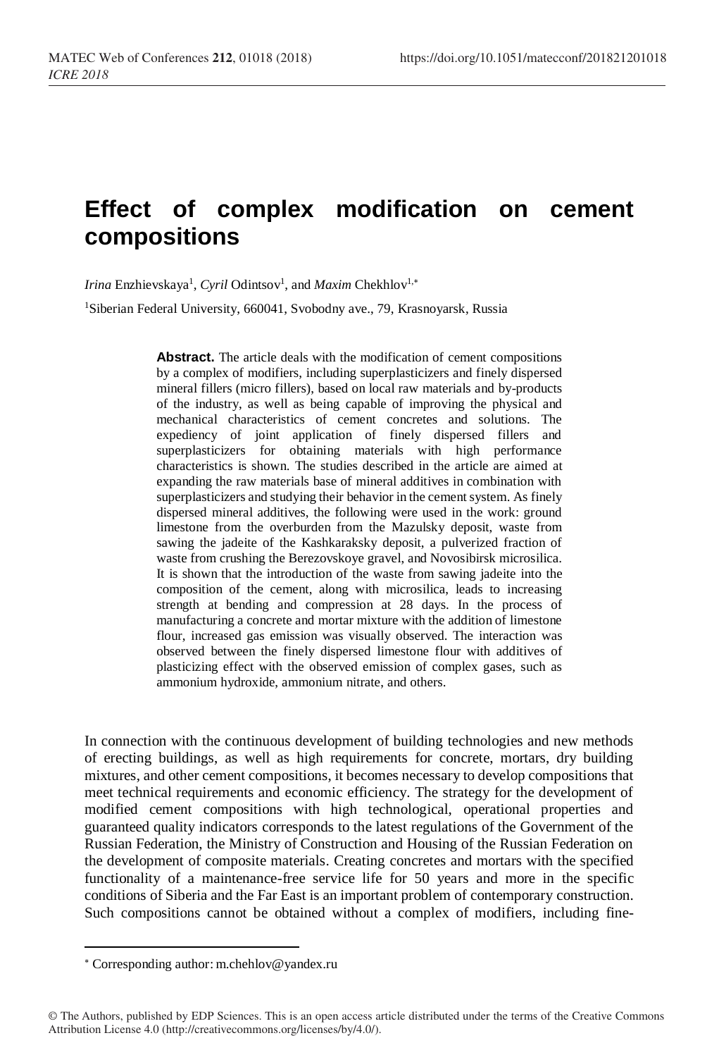# Effect of complex modification on cement compositions

*Irina* Enzhievskaya[1], *Cyril* Odintsov[1], and *Maxim* Chekhlov[1,*]

[1]Siberian Federal University, 660041, Svobodny ave., 79, Krasnoyarsk, Russia

**Abstract.** The article deals with the modification of cement compositions by a complex of modifiers, including superplasticizers and finely dispersed mineral fillers (micro fillers), based on local raw materials and by-products of the industry, as well as being capable of improving the physical and mechanical characteristics of cement concretes and solutions. The expediency of joint application of finely dispersed fillers and superplasticizers for obtaining materials with high performance characteristics is shown. The studies described in the article are aimed at expanding the raw materials base of mineral additives in combination with superplasticizers and studying their behavior in the cement system. As finely dispersed mineral additives, the following were used in the work: ground limestone from the overburden from the Mazulsky deposit, waste from sawing the jadeite of the Kashkaraksky deposit, a pulverized fraction of waste from crushing the Berezovskoye gravel, and Novosibirsk microsilica. It is shown that the introduction of the waste from sawing jadeite into the composition of the cement, along with microsilica, leads to increasing strength at bending and compression at 28 days. In the process of manufacturing a concrete and mortar mixture with the addition of limestone flour, increased gas emission was visually observed. The interaction was observed between the finely dispersed limestone flour with additives of plasticizing effect with the observed emission of complex gases, such as ammonium hydroxide, ammonium nitrate, and others.

In connection with the continuous development of building technologies and new methods of erecting buildings, as well as high requirements for concrete, mortars, dry building mixtures, and other cement compositions, it becomes necessary to develop compositions that meet technical requirements and economic efficiency. The strategy for the development of modified cement compositions with high technological, operational properties and guaranteed quality indicators corresponds to the latest regulations of the Government of the Russian Federation, the Ministry of Construction and Housing of the Russian Federation on the development of composite materials. Creating concretes and mortars with the specified functionality of a maintenance-free service life for 50 years and more in the specific conditions of Siberia and the Far East is an important problem of contemporary construction. Such compositions cannot be obtained without a complex of modifiers, including fine-

[*] Corresponding author: m.chehlov@yandex.ru

© The Authors, published by EDP Sciences. This is an open access article distributed under the terms of the Creative Commons Attribution License 4.0 (http://creativecommons.org/licenses/by/4.0/).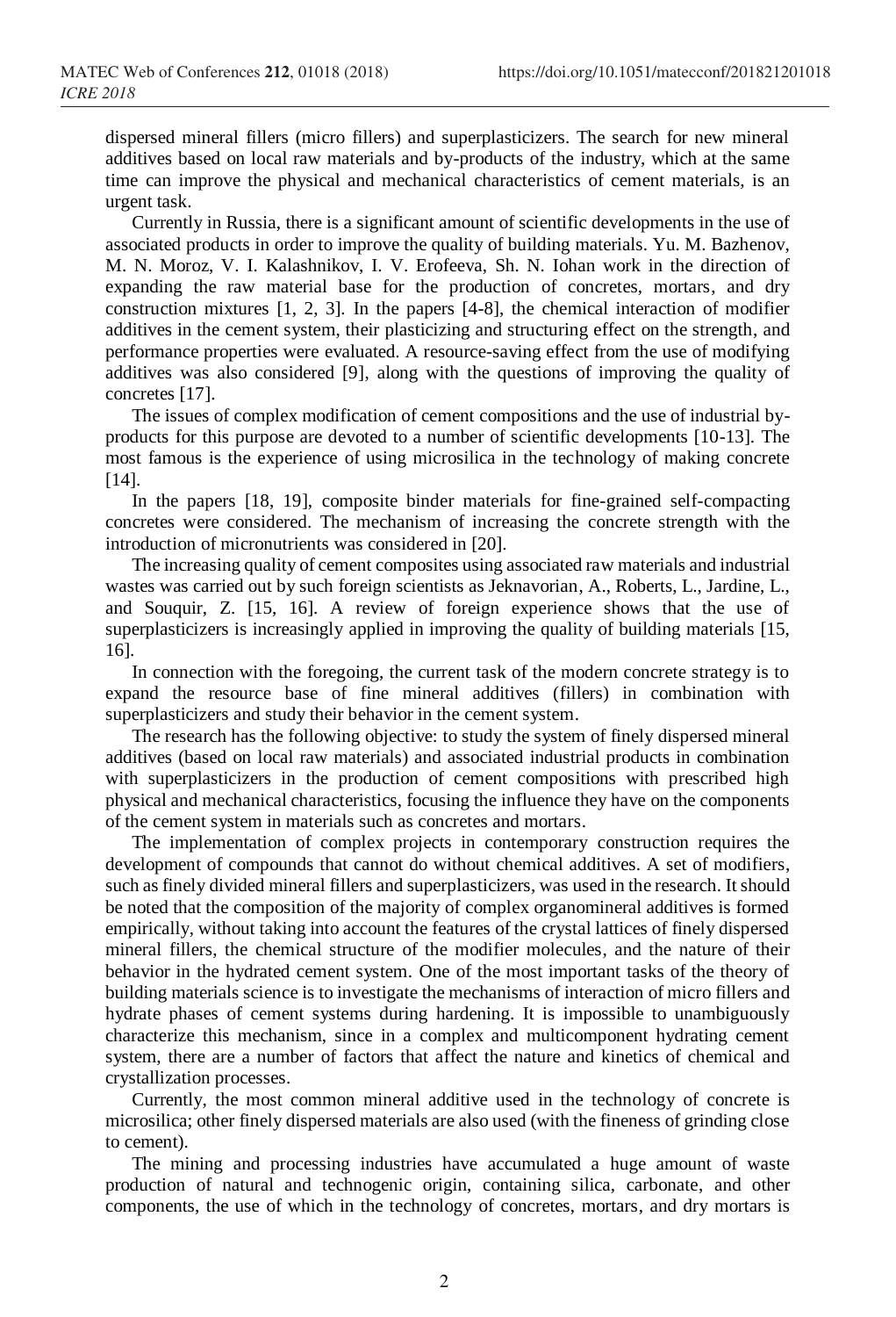dispersed mineral fillers (micro fillers) and superplasticizers. The search for new mineral additives based on local raw materials and by-products of the industry, which at the same time can improve the physical and mechanical characteristics of cement materials, is an urgent task.

Currently in Russia, there is a significant amount of scientific developments in the use of associated products in order to improve the quality of building materials. Yu. M. Bazhenov, M. N. Moroz, V. I. Kalashnikov, I. V. Erofeeva, Sh. N. Iohan work in the direction of expanding the raw material base for the production of concretes, mortars, and dry construction mixtures [1, 2, 3]. In the papers [4-8], the chemical interaction of modifier additives in the cement system, their plasticizing and structuring effect on the strength, and performance properties were evaluated. A resource-saving effect from the use of modifying additives was also considered [9], along with the questions of improving the quality of concretes [17].

The issues of complex modification of cement compositions and the use of industrial by-products for this purpose are devoted to a number of scientific developments [10-13]. The most famous is the experience of using microsilica in the technology of making concrete [14].

In the papers [18, 19], composite binder materials for fine-grained self-compacting concretes were considered. The mechanism of increasing the concrete strength with the introduction of micronutrients was considered in [20].

The increasing quality of cement composites using associated raw materials and industrial wastes was carried out by such foreign scientists as Jeknavorian, A., Roberts, L., Jardine, L., and Souquir, Z. [15, 16]. A review of foreign experience shows that the use of superplasticizers is increasingly applied in improving the quality of building materials [15, 16].

In connection with the foregoing, the current task of the modern concrete strategy is to expand the resource base of fine mineral additives (fillers) in combination with superplasticizers and study their behavior in the cement system.

The research has the following objective: to study the system of finely dispersed mineral additives (based on local raw materials) and associated industrial products in combination with superplasticizers in the production of cement compositions with prescribed high physical and mechanical characteristics, focusing the influence they have on the components of the cement system in materials such as concretes and mortars.

The implementation of complex projects in contemporary construction requires the development of compounds that cannot do without chemical additives. A set of modifiers, such as finely divided mineral fillers and superplasticizers, was used in the research. It should be noted that the composition of the majority of complex organomineral additives is formed empirically, without taking into account the features of the crystal lattices of finely dispersed mineral fillers, the chemical structure of the modifier molecules, and the nature of their behavior in the hydrated cement system. One of the most important tasks of the theory of building materials science is to investigate the mechanisms of interaction of micro fillers and hydrate phases of cement systems during hardening. It is impossible to unambiguously characterize this mechanism, since in a complex and multicomponent hydrating cement system, there are a number of factors that affect the nature and kinetics of chemical and crystallization processes.

Currently, the most common mineral additive used in the technology of concrete is microsilica; other finely dispersed materials are also used (with the fineness of grinding close to cement).

The mining and processing industries have accumulated a huge amount of waste production of natural and technogenic origin, containing silica, carbonate, and other components, the use of which in the technology of concretes, mortars, and dry mortars is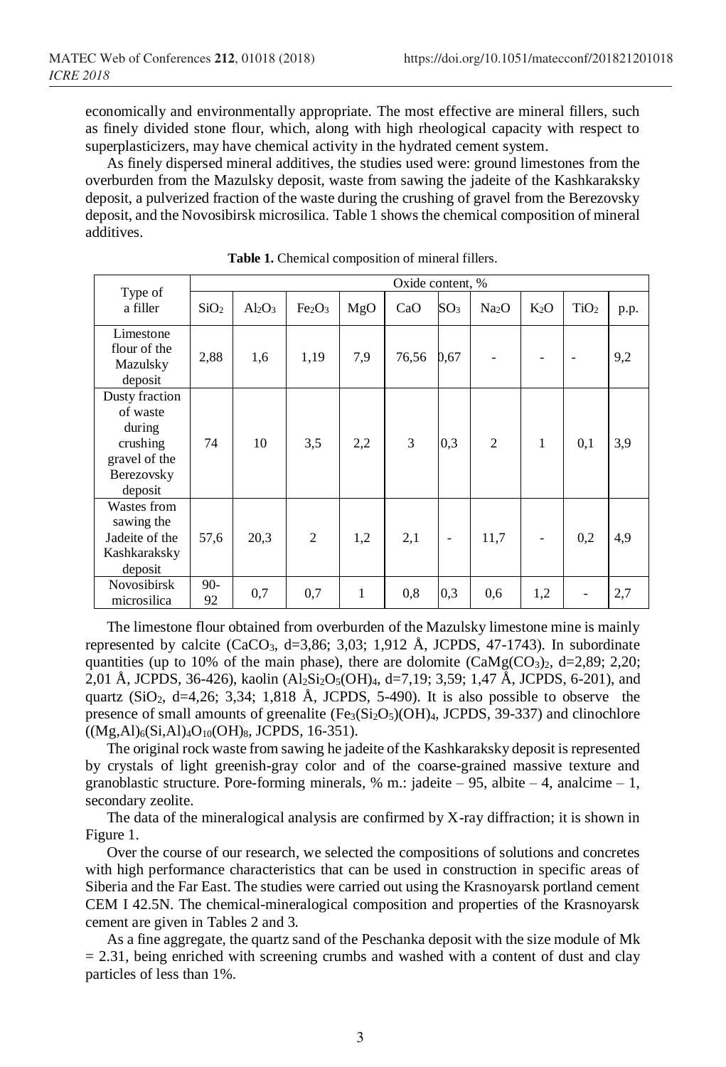economically and environmentally appropriate. The most effective are mineral fillers, such as finely divided stone flour, which, along with high rheological capacity with respect to superplasticizers, may have chemical activity in the hydrated cement system.

As finely dispersed mineral additives, the studies used were: ground limestones from the overburden from the Mazulsky deposit, waste from sawing the jadeite of the Kashkaraksky deposit, a pulverized fraction of the waste during the crushing of gravel from the Berezovsky deposit, and the Novosibirsk microsilica. Table 1 shows the chemical composition of mineral additives.

**Table 1.** Chemical composition of mineral fillers.

| Type of a filler | Oxide content, % | | | | | | | | | |
|---|---|---|---|---|---|---|---|---|---|---|
| | $SiO_2$ | $Al_2O_3$ | $Fe_2O_3$ | MgO | CaO | $SO_3$ | $Na_2O$ | $K_2O$ | $TiO_2$ | p.p. |
| Limestone flour of the Mazulsky deposit | 2,88 | 1,6 | 1,19 | 7,9 | 76,56 | 0,67 | - | - | - | 9,2 |
| Dusty fraction of waste during crushing gravel of the Berezovsky deposit | 74 | 10 | 3,5 | 2,2 | 3 | 0,3 | 2 | 1 | 0,1 | 3,9 |
| Wastes from sawing the Jadeite of the Kashkaraksky deposit | 57,6 | 20,3 | 2 | 1,2 | 2,1 | - | 11,7 | - | 0,2 | 4,9 |
| Novosibirsk microsilica | 90-92 | 0,7 | 0,7 | 1 | 0,8 | 0,3 | 0,6 | 1,2 | - | 2,7 |

The limestone flour obtained from overburden of the Mazulsky limestone mine is mainly represented by calcite ($CaCO_3$, d=3,86; 3,03; 1,912 Å, JCPDS, 47-1743). In subordinate quantities (up to 10% of the main phase), there are dolomite ($CaMg(CO_3)_2$, d=2,89; 2,20; 2,01 Å, JCPDS, 36-426), kaolin ($Al_2Si_2O_5(OH)_4$, d=7,19; 3,59; 1,47 Å, JCPDS, 6-201), and quartz ($SiO_2$, d=4,26; 3,34; 1,818 Å, JCPDS, 5-490). It is also possible to observe the presence of small amounts of greenalite ($Fe_3(Si_2O_5)(OH)_4$, JCPDS, 39-337) and clinochlore ($(Mg,Al)_6(Si,Al)_4O_{10}(OH)_8$, JCPDS, 16-351).

The original rock waste from sawing he jadeite of the Kashkaraksky deposit is represented by crystals of light greenish-gray color and of the coarse-grained massive texture and granoblastic structure. Pore-forming minerals, % m.: jadeite – 95, albite – 4, analcime – 1, secondary zeolite.

The data of the mineralogical analysis are confirmed by X-ray diffraction; it is shown in Figure 1.

Over the course of our research, we selected the compositions of solutions and concretes with high performance characteristics that can be used in construction in specific areas of Siberia and the Far East. The studies were carried out using the Krasnoyarsk portland cement CEM I 42.5N. The chemical-mineralogical composition and properties of the Krasnoyarsk cement are given in Tables 2 and 3.

As a fine aggregate, the quartz sand of the Peschanka deposit with the size module of Mk = 2.31, being enriched with screening crumbs and washed with a content of dust and clay particles of less than 1%.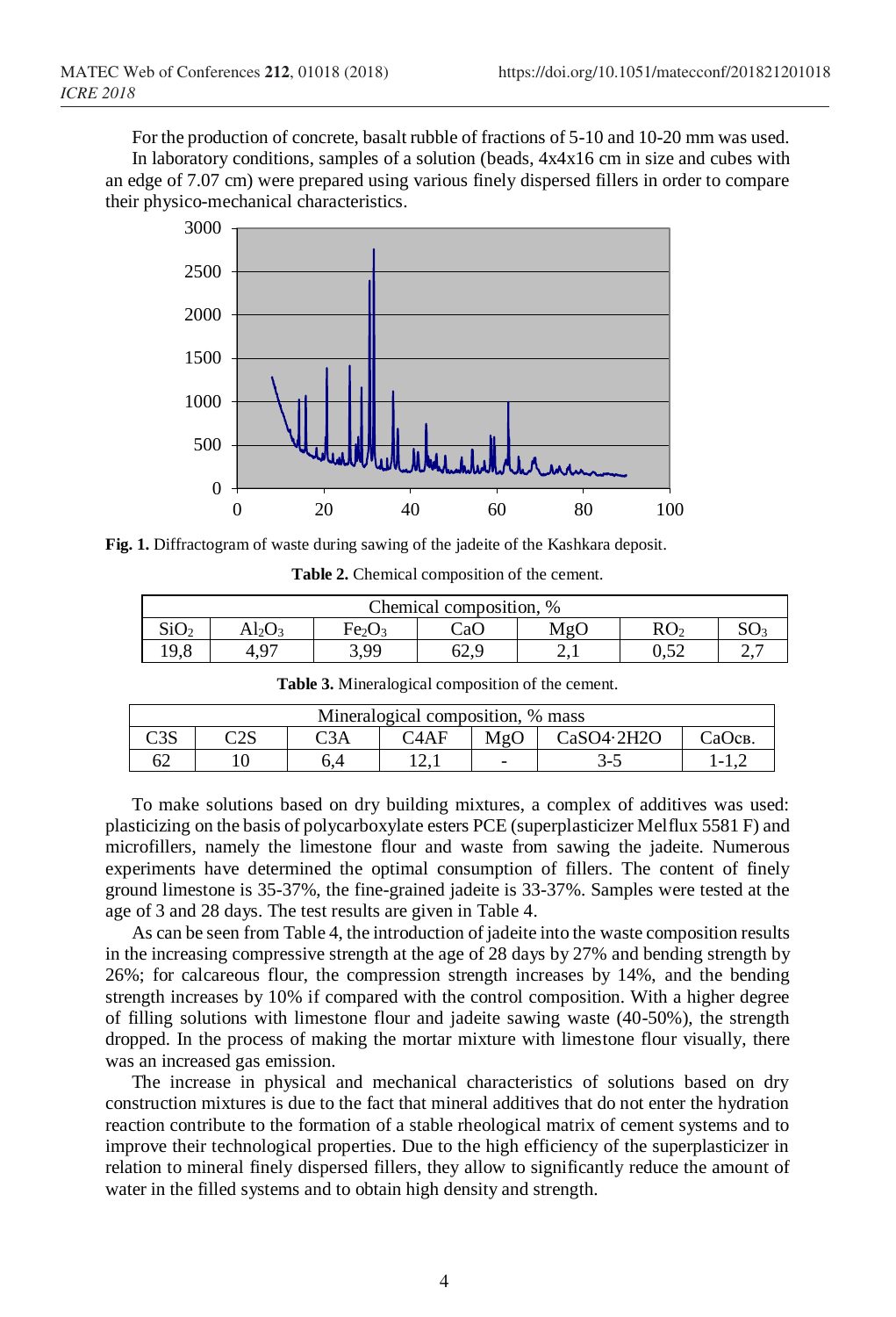For the production of concrete, basalt rubble of fractions of 5-10 and 10-20 mm was used.

In laboratory conditions, samples of a solution (beads, 4x4x16 cm in size and cubes with an edge of 7.07 cm) were prepared using various finely dispersed fillers in order to compare their physico-mechanical characteristics.

**Fig. 1.** Diffractogram of waste during sawing of the jadeite of the Kashkara deposit.

**Table 2.** Chemical composition of the cement.

| Chemical composition, % | | | | | | |
|---|---|---|---|---|---|---|
| $SiO_2$ | $Al_2O_3$ | $Fe_2O_3$ | CaO | MgO | $RO_2$ | $SO_3$ |
| 19,8 | 4,97 | 3,99 | 62,9 | 2,1 | 0,52 | 2,7 |

**Table 3.** Mineralogical composition of the cement.

| Mineralogical composition, % mass | | | | | | |
|---|---|---|---|---|---|---|
| C3S | C2S | C3A | C4AF | MgO | CaSO4·2H2O | CaOсв. |
| 62 | 10 | 6,4 | 12,1 | - | 3-5 | 1-1,2 |

To make solutions based on dry building mixtures, a complex of additives was used: plasticizing on the basis of polycarboxylate esters PCE (superplasticizer Melflux 5581 F) and microfillers, namely the limestone flour and waste from sawing the jadeite. Numerous experiments have determined the optimal consumption of fillers. The content of finely ground limestone is 35-37%, the fine-grained jadeite is 33-37%. Samples were tested at the age of 3 and 28 days. The test results are given in Table 4.

As can be seen from Table 4, the introduction of jadeite into the waste composition results in the increasing compressive strength at the age of 28 days by 27% and bending strength by 26%; for calcareous flour, the compression strength increases by 14%, and the bending strength increases by 10% if compared with the control composition. With a higher degree of filling solutions with limestone flour and jadeite sawing waste (40-50%), the strength dropped. In the process of making the mortar mixture with limestone flour visually, there was an increased gas emission.

The increase in physical and mechanical characteristics of solutions based on dry construction mixtures is due to the fact that mineral additives that do not enter the hydration reaction contribute to the formation of a stable rheological matrix of cement systems and to improve their technological properties. Due to the high efficiency of the superplasticizer in relation to mineral finely dispersed fillers, they allow to significantly reduce the amount of water in the filled systems and to obtain high density and strength.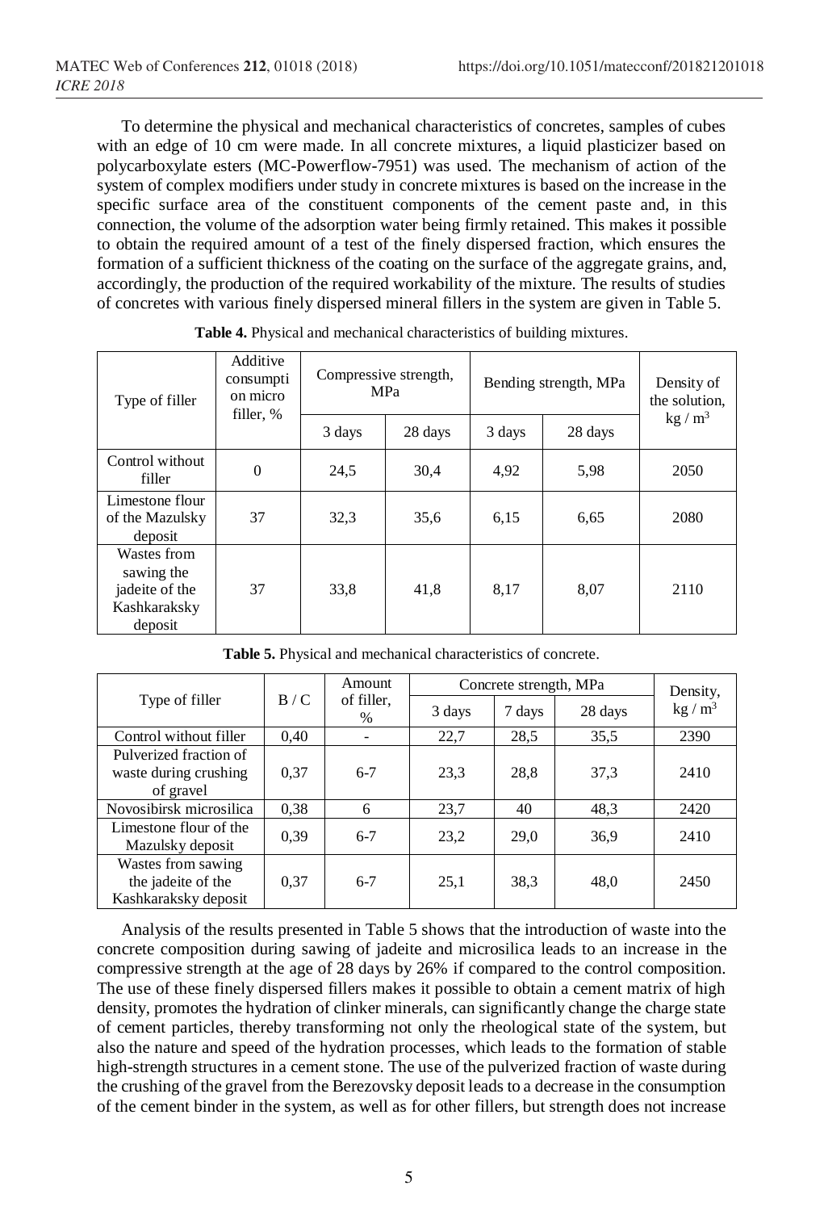To determine the physical and mechanical characteristics of concretes, samples of cubes with an edge of 10 cm were made. In all concrete mixtures, a liquid plasticizer based on polycarboxylate esters (MC-Powerflow-7951) was used. The mechanism of action of the system of complex modifiers under study in concrete mixtures is based on the increase in the specific surface area of the constituent components of the cement paste and, in this connection, the volume of the adsorption water being firmly retained. This makes it possible to obtain the required amount of a test of the finely dispersed fraction, which ensures the formation of a sufficient thickness of the coating on the surface of the aggregate grains, and, accordingly, the production of the required workability of the mixture. The results of studies of concretes with various finely dispersed mineral fillers in the system are given in Table 5.

**Table 4.** Physical and mechanical characteristics of building mixtures.

| Type of filler | Additive consumption on micro filler, % | Compressive strength, MPa | | Bending strength, MPa | | Density of the solution, kg / m$^3$ |
|---|---|---|---|---|---|---|
| | | 3 days | 28 days | 3 days | 28 days | |
| Control without filler | 0 | 24,5 | 30,4 | 4,92 | 5,98 | 2050 |
| Limestone flour of the Mazulsky deposit | 37 | 32,3 | 35,6 | 6,15 | 6,65 | 2080 |
| Wastes from sawing the jadeite of the Kashkaraksky deposit | 37 | 33,8 | 41,8 | 8,17 | 8,07 | 2110 |

**Table 5.** Physical and mechanical characteristics of concrete.

| Type of filler | B / C | Amount of filler, % | Concrete strength, MPa | | | Density, kg / m$^3$ |
|---|---|---|---|---|---|---|
| | | | 3 days | 7 days | 28 days | |
| Control without filler | 0,40 | - | 22,7 | 28,5 | 35,5 | 2390 |
| Pulverized fraction of waste during crushing of gravel | 0,37 | 6-7 | 23,3 | 28,8 | 37,3 | 2410 |
| Novosibirsk microsilica | 0,38 | 6 | 23,7 | 40 | 48,3 | 2420 |
| Limestone flour of the Mazulsky deposit | 0,39 | 6-7 | 23,2 | 29,0 | 36,9 | 2410 |
| Wastes from sawing the jadeite of the Kashkaraksky deposit | 0,37 | 6-7 | 25,1 | 38,3 | 48,0 | 2450 |

Analysis of the results presented in Table 5 shows that the introduction of waste into the concrete composition during sawing of jadeite and microsilica leads to an increase in the compressive strength at the age of 28 days by 26% if compared to the control composition. The use of these finely dispersed fillers makes it possible to obtain a cement matrix of high density, promotes the hydration of clinker minerals, can significantly change the charge state of cement particles, thereby transforming not only the rheological state of the system, but also the nature and speed of the hydration processes, which leads to the formation of stable high-strength structures in a cement stone. The use of the pulverized fraction of waste during the crushing of the gravel from the Berezovsky deposit leads to a decrease in the consumption of the cement binder in the system, as well as for other fillers, but strength does not increase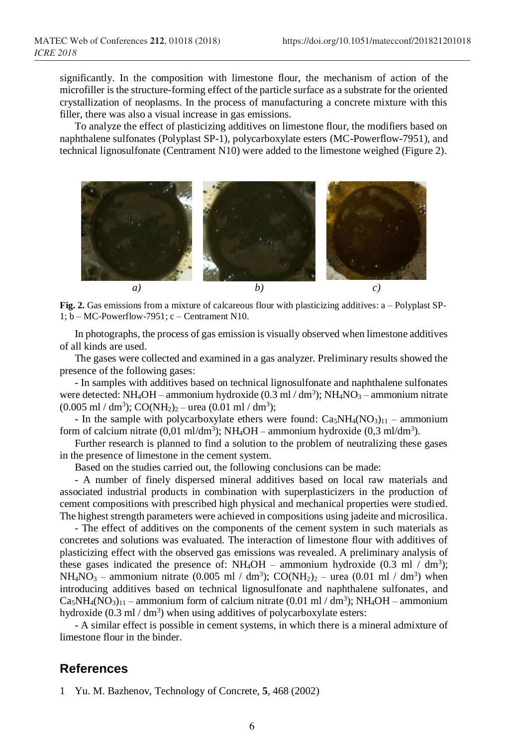significantly. In the composition with limestone flour, the mechanism of action of the microfiller is the structure-forming effect of the particle surface as a substrate for the oriented crystallization of neoplasms. In the process of manufacturing a concrete mixture with this filler, there was also a visual increase in gas emissions.

To analyze the effect of plasticizing additives on limestone flour, the modifiers based on naphthalene sulfonates (Polyplast SP-1), polycarboxylate esters (MC-Powerflow-7951), and technical lignosulfonate (Centrament N10) were added to the limestone weighed (Figure 2).

*a)* *b)* *c)*

**Fig. 2.** Gas emissions from a mixture of calcareous flour with plasticizing additives: a – Polyplast SP-1; b – MC-Powerflow-7951; c – Centrament N10.

In photographs, the process of gas emission is visually observed when limestone additives of all kinds are used.

The gases were collected and examined in a gas analyzer. Preliminary results showed the presence of the following gases:

- In samples with additives based on technical lignosulfonate and naphthalene sulfonates were detected: $NH_4OH$ – ammonium hydroxide (0.3 ml / $dm^3$); $NH_4NO_3$ – ammonium nitrate (0.005 ml / $dm^3$); $CO(NH_2)_2$ – urea (0.01 ml / $dm^3$);

- In the sample with polycarboxylate ethers were found: $Ca_5NH_4(NO_3)_{11}$ – ammonium form of calcium nitrate (0,01 ml/$dm^3$); $NH_4OH$ – ammonium hydroxide (0,3 ml/$dm^3$).

Further research is planned to find a solution to the problem of neutralizing these gases in the presence of limestone in the cement system.

Based on the studies carried out, the following conclusions can be made:

- A number of finely dispersed mineral additives based on local raw materials and associated industrial products in combination with superplasticizers in the production of cement compositions with prescribed high physical and mechanical properties were studied. The highest strength parameters were achieved in compositions using jadeite and microsilica.

- The effect of additives on the components of the cement system in such materials as concretes and solutions was evaluated. The interaction of limestone flour with additives of plasticizing effect with the observed gas emissions was revealed. A preliminary analysis of these gases indicated the presence of: $NH_4OH$ – ammonium hydroxide (0.3 ml / $dm^3$); $NH_4NO_3$ – ammonium nitrate (0.005 ml / $dm^3$); $CO(NH_2)_2$ – urea (0.01 ml / $dm^3$) when introducing additives based on technical lignosulfonate and naphthalene sulfonates, and $Ca_5NH_4(NO_3)_{11}$ – ammonium form of calcium nitrate (0.01 ml / $dm^3$); $NH_4OH$ – ammonium hydroxide (0.3 ml / $dm^3$) when using additives of polycarboxylate esters:

- A similar effect is possible in cement systems, in which there is a mineral admixture of limestone flour in the binder.

## References

1 Yu. M. Bazhenov, Technology of Concrete, **5**, 468 (2002)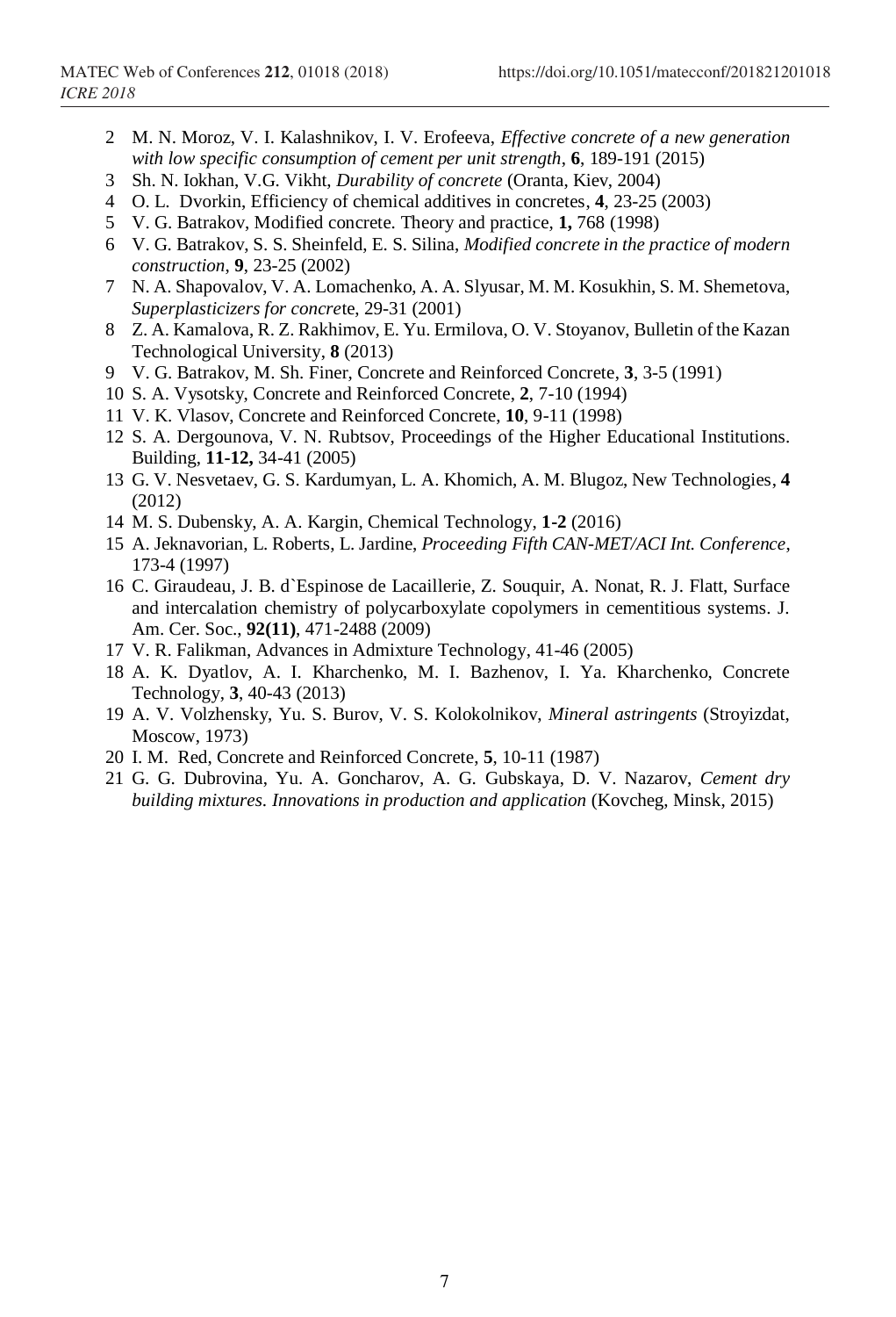2. M. N. Moroz, V. I. Kalashnikov, I. V. Erofeeva, *Effective concrete of a new generation with low specific consumption of cement per unit strength*, **6**, 189-191 (2015)
3. Sh. N. Iokhan, V.G. Vikht, *Durability of concrete* (Oranta, Kiev, 2004)
4. O. L. Dvorkin, Efficiency of chemical additives in concretes, **4**, 23-25 (2003)
5. V. G. Batrakov, Modified concrete. Theory and practice, **1,** 768 (1998)
6. V. G. Batrakov, S. S. Sheinfeld, E. S. Silina, *Modified concrete in the practice of modern construction*, **9**, 23-25 (2002)
7. N. A. Shapovalov, V. A. Lomachenko, A. A. Slyusar, M. M. Kosukhin, S. M. Shemetova, *Superplasticizers for concret*e, 29-31 (2001)
8. Z. A. Kamalova, R. Z. Rakhimov, E. Yu. Ermilova, O. V. Stoyanov, Bulletin of the Kazan Technological University, **8** (2013)
9. V. G. Batrakov, M. Sh. Finer, Concrete and Reinforced Concrete, **3**, 3-5 (1991)
10. S. A. Vysotsky, Concrete and Reinforced Concrete, **2**, 7-10 (1994)
11. V. K. Vlasov, Concrete and Reinforced Concrete, **10**, 9-11 (1998)
12. S. A. Dergounova, V. N. Rubtsov, Proceedings of the Higher Educational Institutions. Building, **11-12,** 34-41 (2005)
13. G. V. Nesvetaev, G. S. Kardumyan, L. A. Khomich, A. M. Blugoz, New Technologies, **4** (2012)
14. M. S. Dubensky, A. A. Kargin, Chemical Technology, **1-2** (2016)
15. A. Jeknavorian, L. Roberts, L. Jardine, *Proceeding Fifth CAN-MET/ACI Int. Conference*, 173-4 (1997)
16. C. Giraudeau, J. B. d`Espinose de Lacaillerie, Z. Souquir, A. Nonat, R. J. Flatt, Surface and intercalation chemistry of polycarboxylate copolymers in cementitious systems. J. Am. Cer. Soc., **92(11)**, 471-2488 (2009)
17. V. R. Falikman, Advances in Admixture Technology, 41-46 (2005)
18. A. K. Dyatlov, A. I. Kharchenko, M. I. Bazhenov, I. Ya. Kharchenko, Concrete Technology, **3**, 40-43 (2013)
19. A. V. Volzhensky, Yu. S. Burov, V. S. Kolokolnikov, *Mineral astringents* (Stroyizdat, Moscow, 1973)
20. I. M. Red, Concrete and Reinforced Concrete, **5**, 10-11 (1987)
21. G. G. Dubrovina, Yu. A. Goncharov, A. G. Gubskaya, D. V. Nazarov, *Cement dry building mixtures. Innovations in production and application* (Kovcheg, Minsk, 2015)